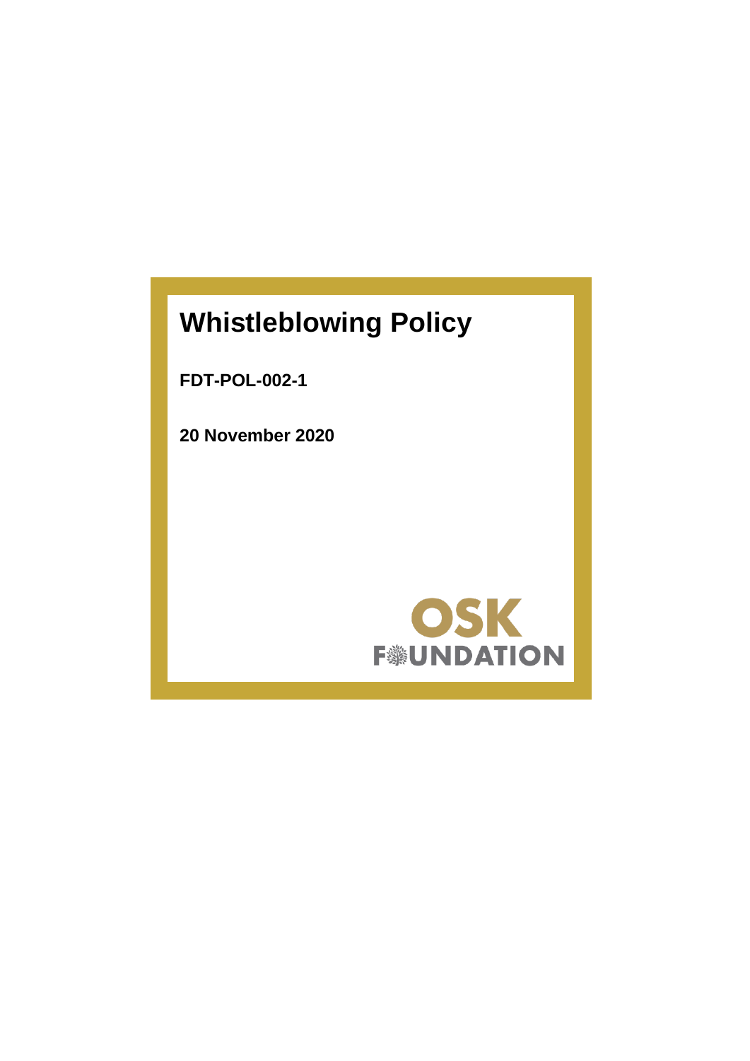# Whistleblowing Policy

**FDT-POL-002-1**

**20 November 2020**

OSK FOUNDATION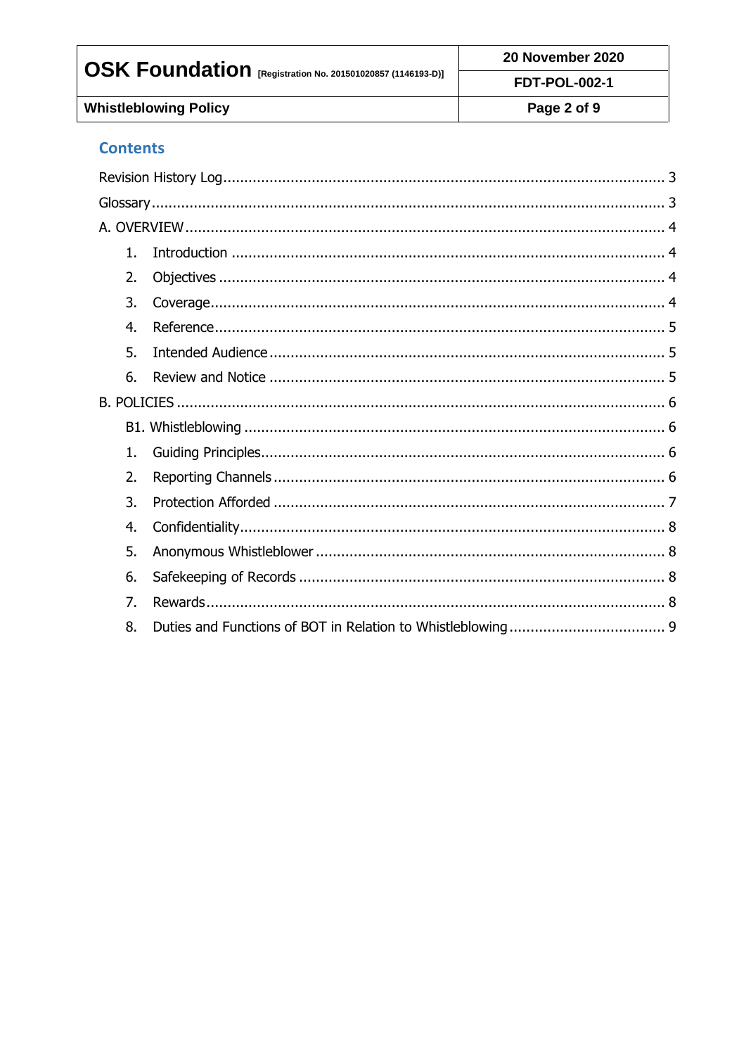## Contents

Revision History Log ........................................................................................................ 3

Glossary ........................................................................................................................ 3

A. OVERVIEW ................................................................................................................ 4

1. Introduction ........................................................................................................ 4
2. Objectives ........................................................................................................... 4
3. Coverage ............................................................................................................. 4
4. Reference ............................................................................................................ 5
5. Intended Audience ............................................................................................. 5
6. Review and Notice ............................................................................................. 5

B. POLICIES .................................................................................................................. 6

B1. Whistleblowing ...................................................................................................... 6

1. Guiding Principles ............................................................................................... 6
2. Reporting Channels ............................................................................................. 6
3. Protection Afforded ............................................................................................. 7
4. Confidentiality ..................................................................................................... 8
5. Anonymous Whistleblower ................................................................................ 8
6. Safekeeping of Records ...................................................................................... 8
7. Rewards ............................................................................................................... 8
8. Duties and Functions of BOT in Relation to Whistleblowing ........................... 9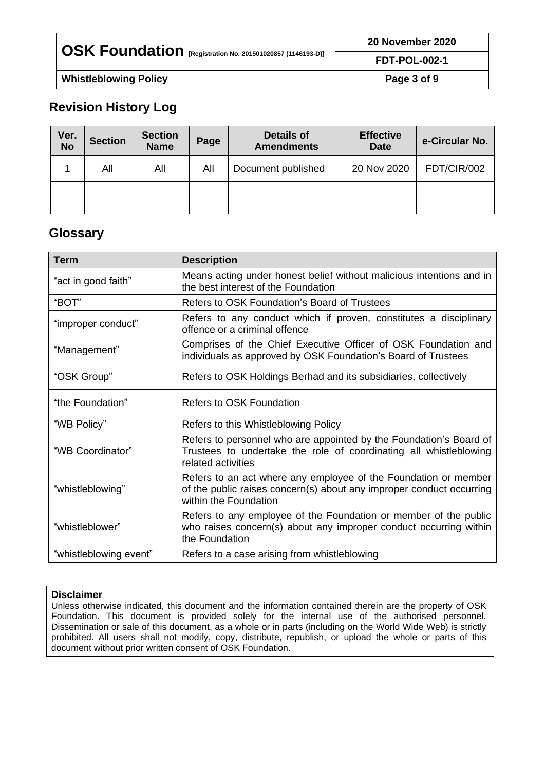## Revision History Log

| Ver. No | Section | Section Name | Page | Details of Amendments | Effective Date | e-Circular No. |
|---|---|---|---|---|---|---|
| 1 | All | All | All | Document published | 20 Nov 2020 | FDT/CIR/002 |
| | | | | | | |
| | | | | | | |

## Glossary

| Term | Description |
|---|---|
| "act in good faith" | Means acting under honest belief without malicious intentions and in the best interest of the Foundation |
| "BOT" | Refers to OSK Foundation's Board of Trustees |
| "improper conduct" | Refers to any conduct which if proven, constitutes a disciplinary offence or a criminal offence |
| "Management" | Comprises of the Chief Executive Officer of OSK Foundation and individuals as approved by OSK Foundation's Board of Trustees |
| "OSK Group" | Refers to OSK Holdings Berhad and its subsidiaries, collectively |
| "the Foundation" | Refers to OSK Foundation |
| "WB Policy" | Refers to this Whistleblowing Policy |
| "WB Coordinator" | Refers to personnel who are appointed by the Foundation's Board of Trustees to undertake the role of coordinating all whistleblowing related activities |
| "whistleblowing" | Refers to an act where any employee of the Foundation or member of the public raises concern(s) about any improper conduct occurring within the Foundation |
| "whistleblower" | Refers to any employee of the Foundation or member of the public who raises concern(s) about any improper conduct occurring within the Foundation |
| "whistleblowing event" | Refers to a case arising from whistleblowing |

**Disclaimer**
Unless otherwise indicated, this document and the information contained therein are the property of OSK Foundation. This document is provided solely for the internal use of the authorised personnel. Dissemination or sale of this document, as a whole or in parts (including on the World Wide Web) is strictly prohibited. All users shall not modify, copy, distribute, republish, or upload the whole or parts of this document without prior written consent of OSK Foundation.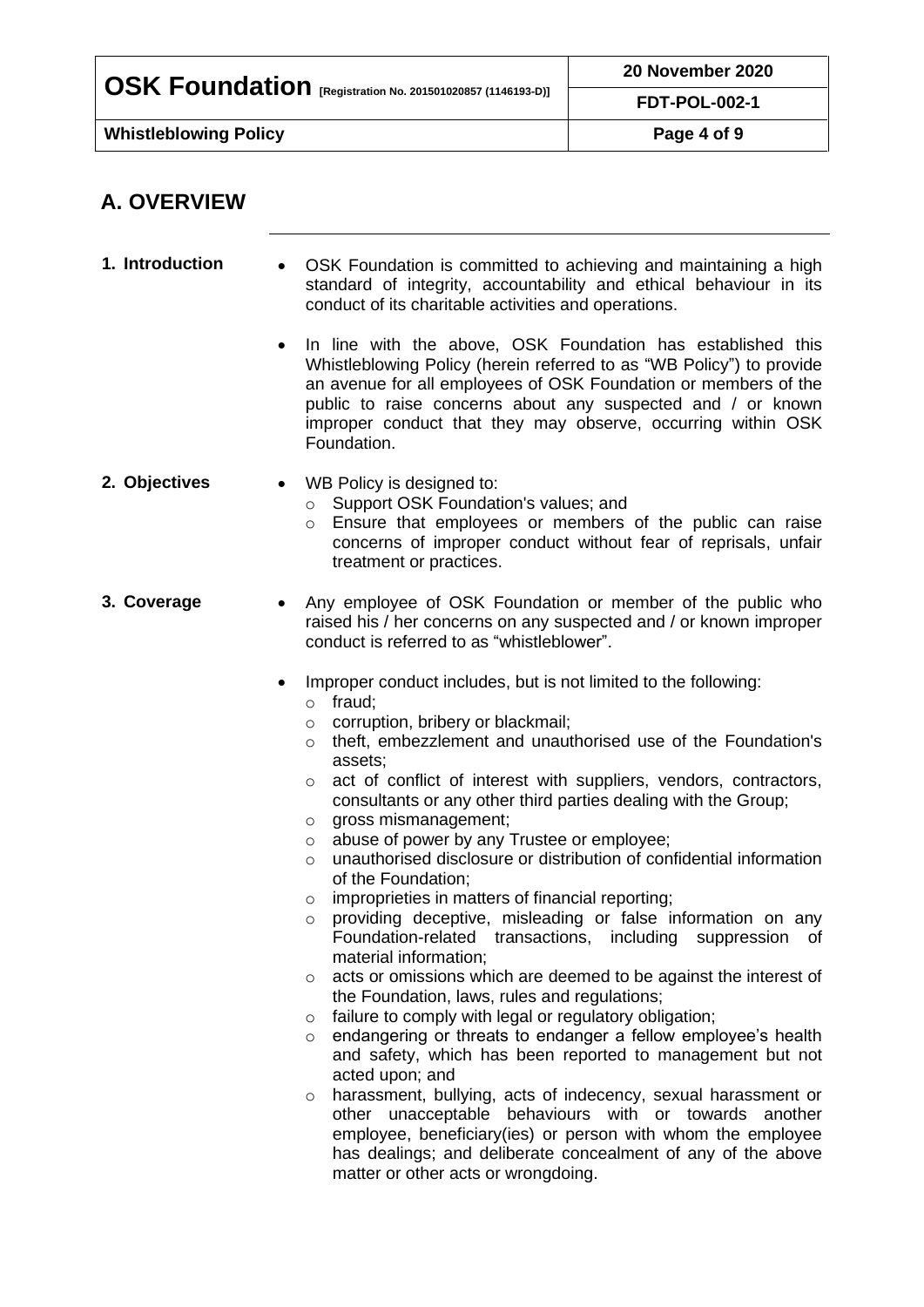## A. OVERVIEW

**1. Introduction**

- OSK Foundation is committed to achieving and maintaining a high standard of integrity, accountability and ethical behaviour in its conduct of its charitable activities and operations.
- In line with the above, OSK Foundation has established this Whistleblowing Policy (herein referred to as "WB Policy") to provide an avenue for all employees of OSK Foundation or members of the public to raise concerns about any suspected and / or known improper conduct that they may observe, occurring within OSK Foundation.

**2. Objectives**

- WB Policy is designed to:
  - Support OSK Foundation's values; and
  - Ensure that employees or members of the public can raise concerns of improper conduct without fear of reprisals, unfair treatment or practices.

**3. Coverage**

- Any employee of OSK Foundation or member of the public who raised his / her concerns on any suspected and / or known improper conduct is referred to as "whistleblower".
- Improper conduct includes, but is not limited to the following:
  - fraud;
  - corruption, bribery or blackmail;
  - theft, embezzlement and unauthorised use of the Foundation's assets;
  - act of conflict of interest with suppliers, vendors, contractors, consultants or any other third parties dealing with the Group;
  - gross mismanagement;
  - abuse of power by any Trustee or employee;
  - unauthorised disclosure or distribution of confidential information of the Foundation;
  - improprieties in matters of financial reporting;
  - providing deceptive, misleading or false information on any Foundation-related transactions, including suppression of material information;
  - acts or omissions which are deemed to be against the interest of the Foundation, laws, rules and regulations;
  - failure to comply with legal or regulatory obligation;
  - endangering or threats to endanger a fellow employee's health and safety, which has been reported to management but not acted upon; and
  - harassment, bullying, acts of indecency, sexual harassment or other unacceptable behaviours with or towards another employee, beneficiary(ies) or person with whom the employee has dealings; and deliberate concealment of any of the above matter or other acts or wrongdoing.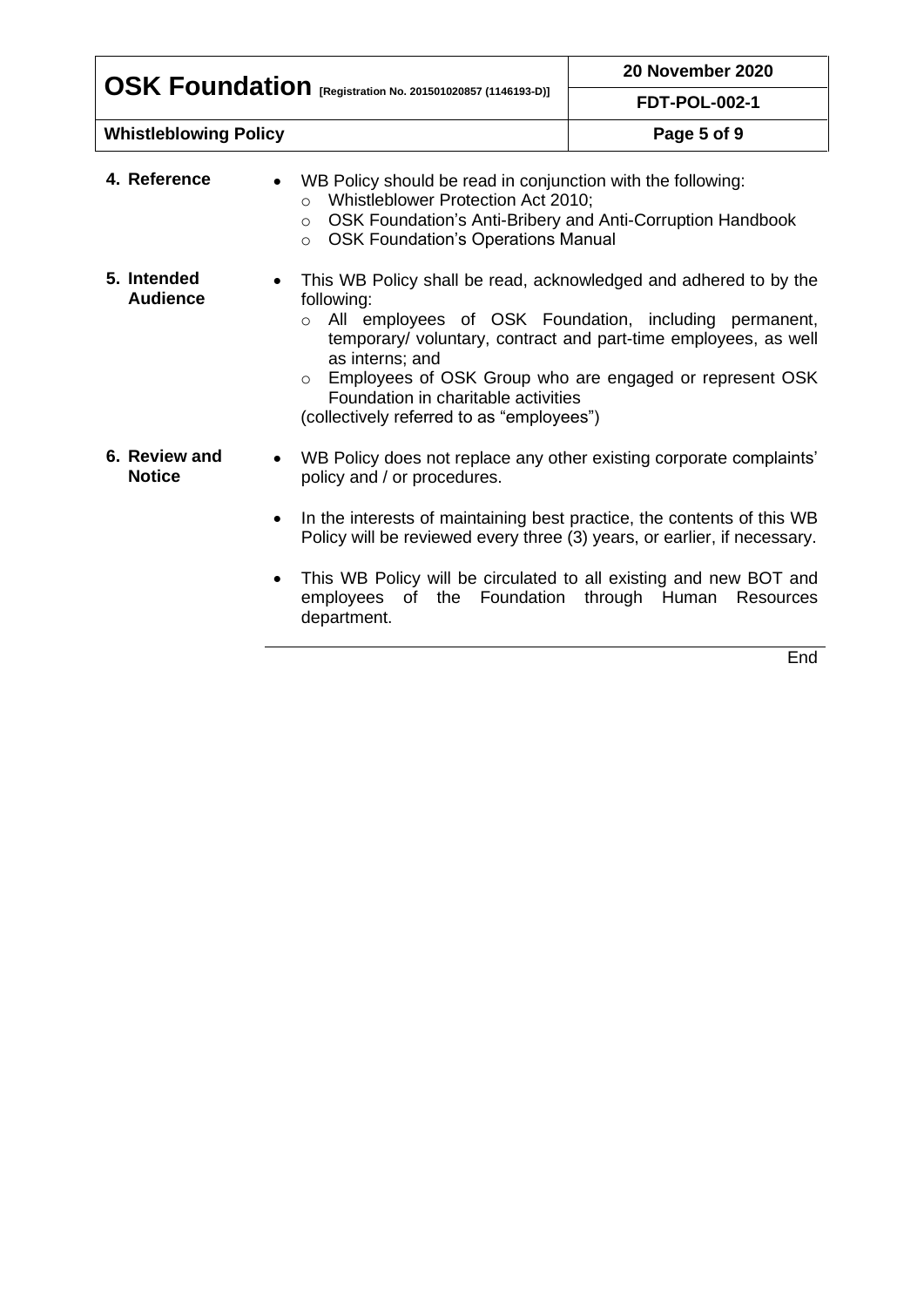## 4. Reference

- WB Policy should be read in conjunction with the following:
  - Whistleblower Protection Act 2010;
  - OSK Foundation's Anti-Bribery and Anti-Corruption Handbook
  - OSK Foundation's Operations Manual

## 5. Intended Audience

- This WB Policy shall be read, acknowledged and adhered to by the following:
  - All employees of OSK Foundation, including permanent, temporary/ voluntary, contract and part-time employees, as well as interns; and
  - Employees of OSK Group who are engaged or represent OSK Foundation in charitable activities

  (collectively referred to as "employees")

## 6. Review and Notice

- WB Policy does not replace any other existing corporate complaints' policy and / or procedures.
- In the interests of maintaining best practice, the contents of this WB Policy will be reviewed every three (3) years, or earlier, if necessary.
- This WB Policy will be circulated to all existing and new BOT and employees of the Foundation through Human Resources department.

End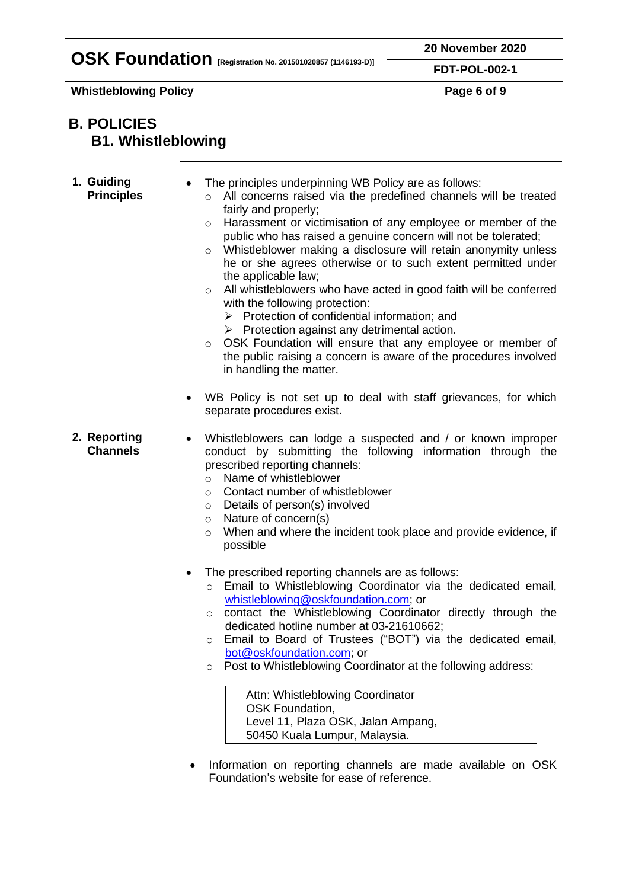## B. POLICIES

### B1. Whistleblowing

**1. Guiding Principles**

- The principles underpinning WB Policy are as follows:
  - All concerns raised via the predefined channels will be treated fairly and properly;
  - Harassment or victimisation of any employee or member of the public who has raised a genuine concern will not be tolerated;
  - Whistleblower making a disclosure will retain anonymity unless he or she agrees otherwise or to such extent permitted under the applicable law;
  - All whistleblowers who have acted in good faith will be conferred with the following protection:
    - Protection of confidential information; and
    - Protection against any detrimental action.
  - OSK Foundation will ensure that any employee or member of the public raising a concern is aware of the procedures involved in handling the matter.
- WB Policy is not set up to deal with staff grievances, for which separate procedures exist.

**2. Reporting Channels**

- Whistleblowers can lodge a suspected and / or known improper conduct by submitting the following information through the prescribed reporting channels:
  - Name of whistleblower
  - Contact number of whistleblower
  - Details of person(s) involved
  - Nature of concern(s)
  - When and where the incident took place and provide evidence, if possible
- The prescribed reporting channels are as follows:
  - Email to Whistleblowing Coordinator via the dedicated email, whistleblowing@oskfoundation.com; or
  - contact the Whistleblowing Coordinator directly through the dedicated hotline number at 03-21610662;
  - Email to Board of Trustees ("BOT") via the dedicated email, bot@oskfoundation.com; or
  - Post to Whistleblowing Coordinator at the following address:

    Attn: Whistleblowing Coordinator
    OSK Foundation,
    Level 11, Plaza OSK, Jalan Ampang,
    50450 Kuala Lumpur, Malaysia.

- Information on reporting channels are made available on OSK Foundation's website for ease of reference.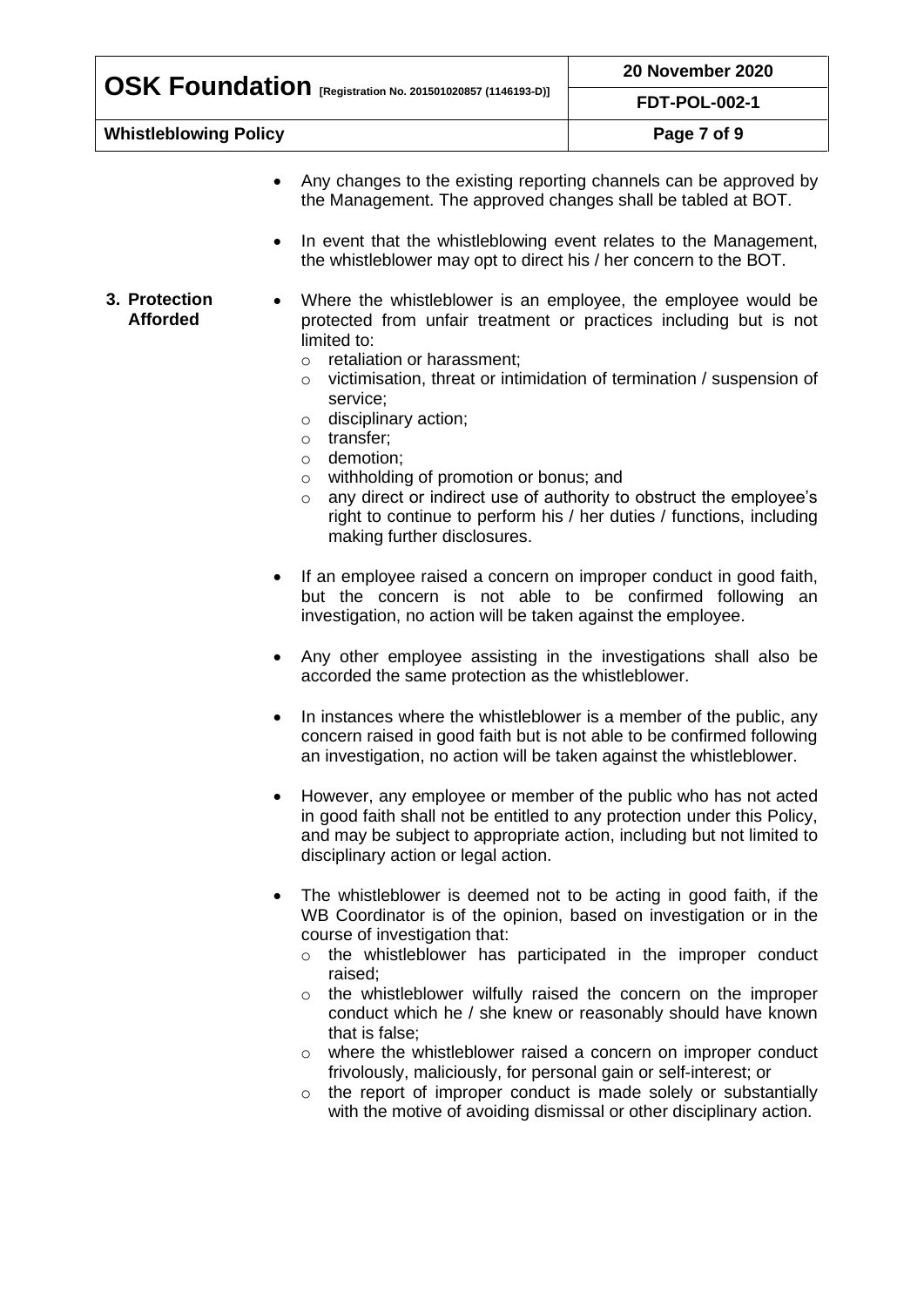- Any changes to the existing reporting channels can be approved by the Management. The approved changes shall be tabled at BOT.

- In event that the whistleblowing event relates to the Management, the whistleblower may opt to direct his / her concern to the BOT.

**3. Protection Afforded**

- Where the whistleblower is an employee, the employee would be protected from unfair treatment or practices including but is not limited to:
  - retaliation or harassment;
  - victimisation, threat or intimidation of termination / suspension of service;
  - disciplinary action;
  - transfer;
  - demotion;
  - withholding of promotion or bonus; and
  - any direct or indirect use of authority to obstruct the employee's right to continue to perform his / her duties / functions, including making further disclosures.

- If an employee raised a concern on improper conduct in good faith, but the concern is not able to be confirmed following an investigation, no action will be taken against the employee.

- Any other employee assisting in the investigations shall also be accorded the same protection as the whistleblower.

- In instances where the whistleblower is a member of the public, any concern raised in good faith but is not able to be confirmed following an investigation, no action will be taken against the whistleblower.

- However, any employee or member of the public who has not acted in good faith shall not be entitled to any protection under this Policy, and may be subject to appropriate action, including but not limited to disciplinary action or legal action.

- The whistleblower is deemed not to be acting in good faith, if the WB Coordinator is of the opinion, based on investigation or in the course of investigation that:
  - the whistleblower has participated in the improper conduct raised;
  - the whistleblower wilfully raised the concern on the improper conduct which he / she knew or reasonably should have known that is false;
  - where the whistleblower raised a concern on improper conduct frivolously, maliciously, for personal gain or self-interest; or
  - the report of improper conduct is made solely or substantially with the motive of avoiding dismissal or other disciplinary action.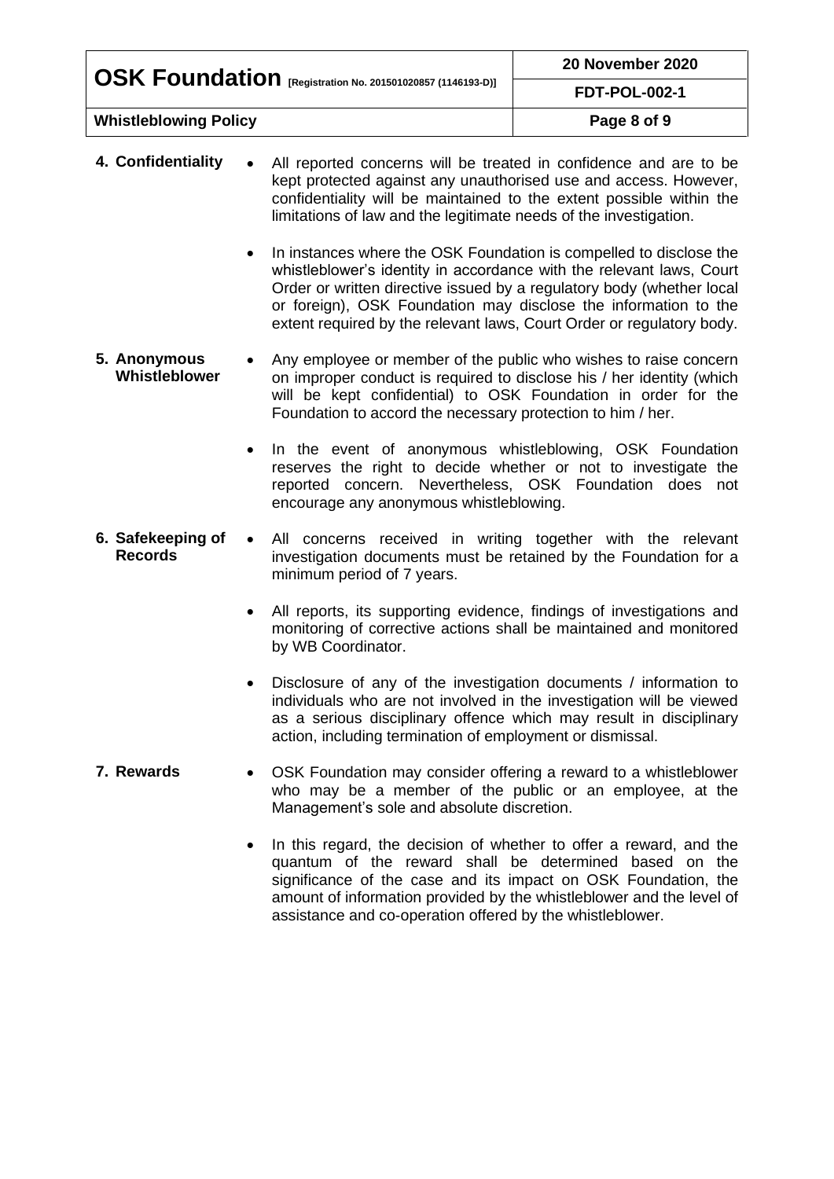**4. Confidentiality**

- All reported concerns will be treated in confidence and are to be kept protected against any unauthorised use and access. However, confidentiality will be maintained to the extent possible within the limitations of law and the legitimate needs of the investigation.
- In instances where the OSK Foundation is compelled to disclose the whistleblower's identity in accordance with the relevant laws, Court Order or written directive issued by a regulatory body (whether local or foreign), OSK Foundation may disclose the information to the extent required by the relevant laws, Court Order or regulatory body.

**5. Anonymous Whistleblower**

- Any employee or member of the public who wishes to raise concern on improper conduct is required to disclose his / her identity (which will be kept confidential) to OSK Foundation in order for the Foundation to accord the necessary protection to him / her.
- In the event of anonymous whistleblowing, OSK Foundation reserves the right to decide whether or not to investigate the reported concern. Nevertheless, OSK Foundation does not encourage any anonymous whistleblowing.

**6. Safekeeping of Records**

- All concerns received in writing together with the relevant investigation documents must be retained by the Foundation for a minimum period of 7 years.
- All reports, its supporting evidence, findings of investigations and monitoring of corrective actions shall be maintained and monitored by WB Coordinator.
- Disclosure of any of the investigation documents / information to individuals who are not involved in the investigation will be viewed as a serious disciplinary offence which may result in disciplinary action, including termination of employment or dismissal.

**7. Rewards**

- OSK Foundation may consider offering a reward to a whistleblower who may be a member of the public or an employee, at the Management's sole and absolute discretion.
- In this regard, the decision of whether to offer a reward, and the quantum of the reward shall be determined based on the significance of the case and its impact on OSK Foundation, the amount of information provided by the whistleblower and the level of assistance and co-operation offered by the whistleblower.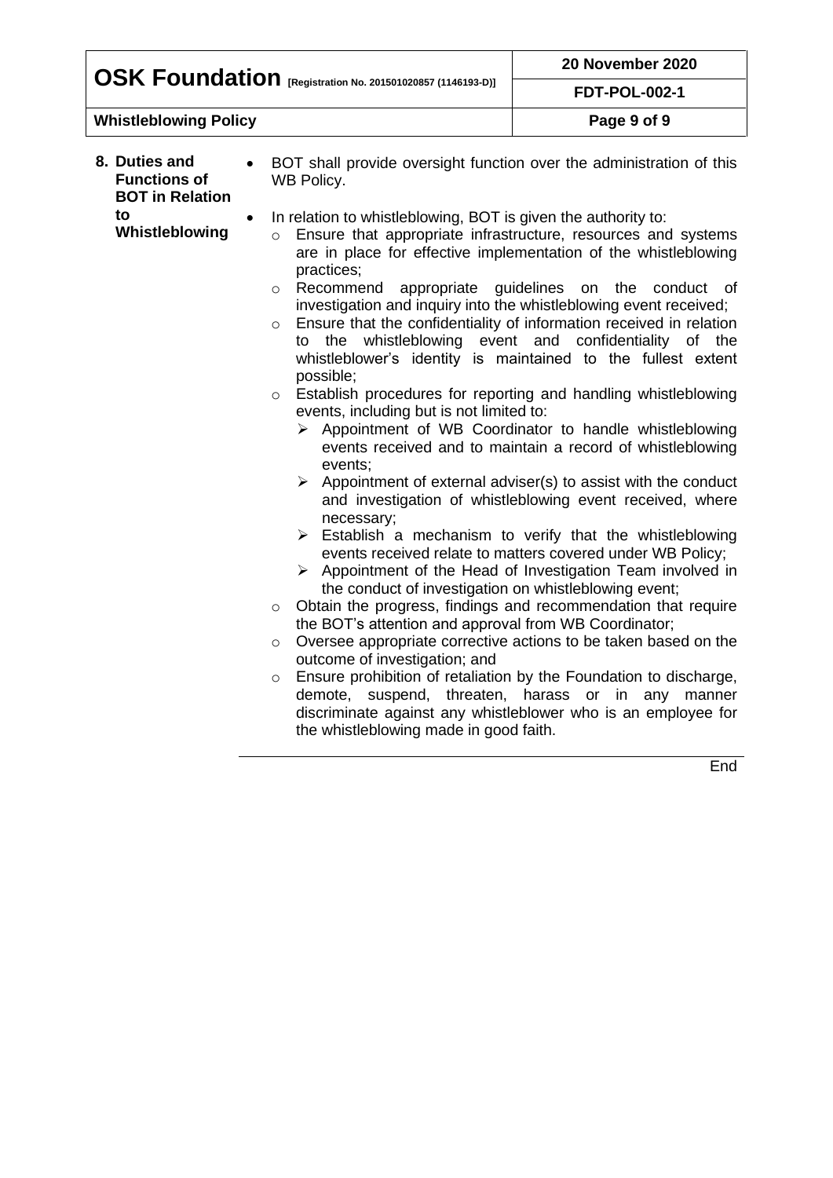## 8. Duties and Functions of BOT in Relation to Whistleblowing

- BOT shall provide oversight function over the administration of this WB Policy.
- In relation to whistleblowing, BOT is given the authority to:
  - Ensure that appropriate infrastructure, resources and systems are in place for effective implementation of the whistleblowing practices;
  - Recommend appropriate guidelines on the conduct of investigation and inquiry into the whistleblowing event received;
  - Ensure that the confidentiality of information received in relation to the whistleblowing event and confidentiality of the whistleblower's identity is maintained to the fullest extent possible;
  - Establish procedures for reporting and handling whistleblowing events, including but is not limited to:
    - Appointment of WB Coordinator to handle whistleblowing events received and to maintain a record of whistleblowing events;
    - Appointment of external adviser(s) to assist with the conduct and investigation of whistleblowing event received, where necessary;
    - Establish a mechanism to verify that the whistleblowing events received relate to matters covered under WB Policy;
    - Appointment of the Head of Investigation Team involved in the conduct of investigation on whistleblowing event;
  - Obtain the progress, findings and recommendation that require the BOT's attention and approval from WB Coordinator;
  - Oversee appropriate corrective actions to be taken based on the outcome of investigation; and
  - Ensure prohibition of retaliation by the Foundation to discharge, demote, suspend, threaten, harass or in any manner discriminate against any whistleblower who is an employee for the whistleblowing made in good faith.

---

End